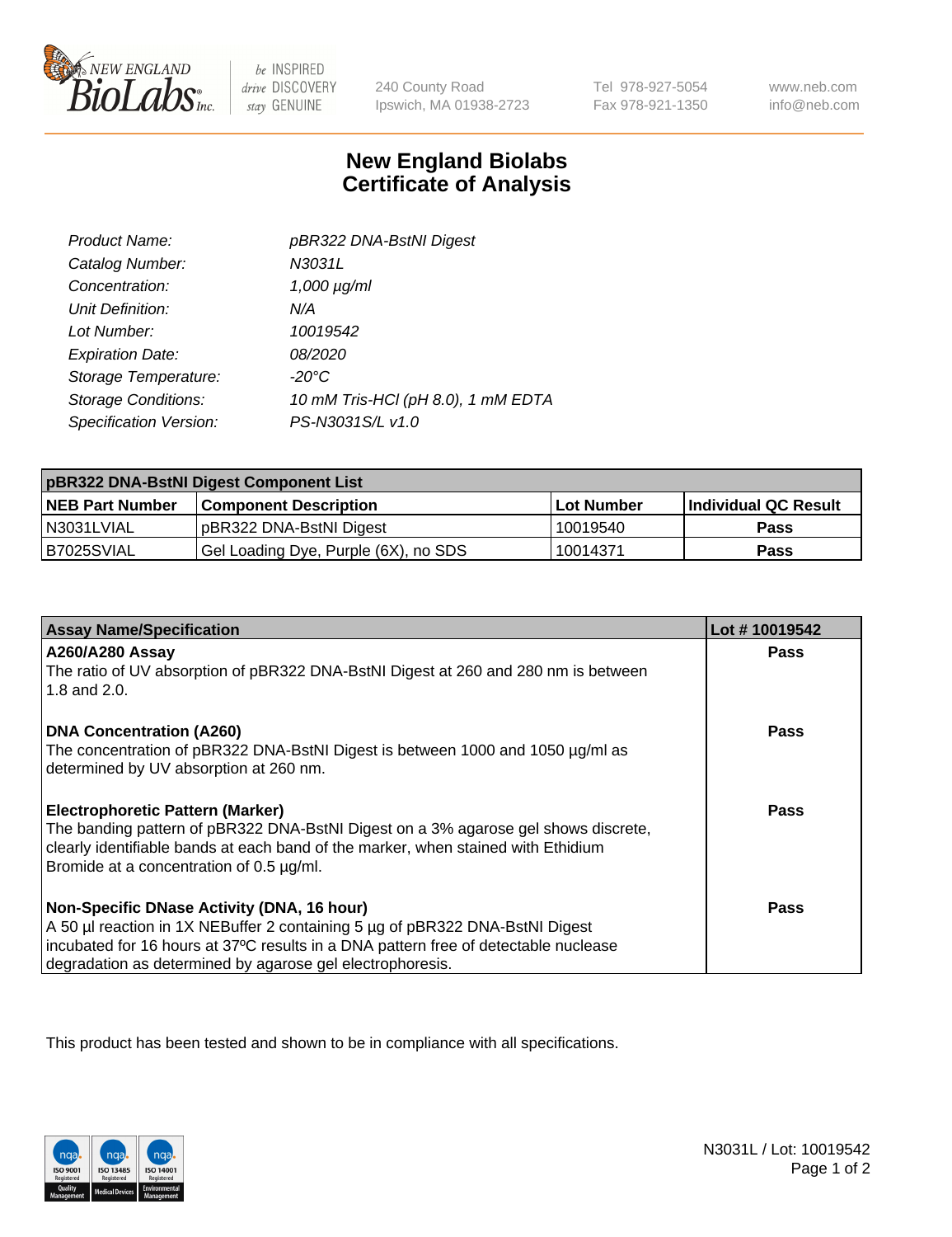New England BioLabs Inc. — be INSPIRED drive DISCOVERY stay GENUINE

240 County Road
Ipswich, MA 01938-2723

Tel 978-927-5054
Fax 978-921-1350

www.neb.com
info@neb.com

# New England Biolabs
# Certificate of Analysis

| | |
|---|---|
| *Product Name:* | *pBR322 DNA-BstNI Digest* |
| *Catalog Number:* | *N3031L* |
| *Concentration:* | *1,000 µg/ml* |
| *Unit Definition:* | *N/A* |
| *Lot Number:* | *10019542* |
| *Expiration Date:* | *08/2020* |
| *Storage Temperature:* | *-20°C* |
| *Storage Conditions:* | *10 mM Tris-HCl (pH 8.0), 1 mM EDTA* |
| *Specification Version:* | *PS-N3031S/L v1.0* |

| pBR322 DNA-BstNI Digest Component List | | | |
|---|---|---|---|
| **NEB Part Number** | **Component Description** | **Lot Number** | **Individual QC Result** |
| N3031LVIAL | pBR322 DNA-BstNI Digest | 10019540 | **Pass** |
| B7025SVIAL | Gel Loading Dye, Purple (6X), no SDS | 10014371 | **Pass** |

| Assay Name/Specification | Lot # 10019542 |
|---|---|
| **A260/A280 Assay**<br>The ratio of UV absorption of pBR322 DNA-BstNI Digest at 260 and 280 nm is between 1.8 and 2.0. | **Pass** |
| **DNA Concentration (A260)**<br>The concentration of pBR322 DNA-BstNI Digest is between 1000 and 1050 µg/ml as determined by UV absorption at 260 nm. | **Pass** |
| **Electrophoretic Pattern (Marker)**<br>The banding pattern of pBR322 DNA-BstNI Digest on a 3% agarose gel shows discrete, clearly identifiable bands at each band of the marker, when stained with Ethidium Bromide at a concentration of 0.5 µg/ml. | **Pass** |
| **Non-Specific DNase Activity (DNA, 16 hour)**<br>A 50 µl reaction in 1X NEBuffer 2 containing 5 µg of pBR322 DNA-BstNI Digest incubated for 16 hours at 37ºC results in a DNA pattern free of detectable nuclease degradation as determined by agarose gel electrophoresis. | **Pass** |

This product has been tested and shown to be in compliance with all specifications.

N3031L / Lot: 10019542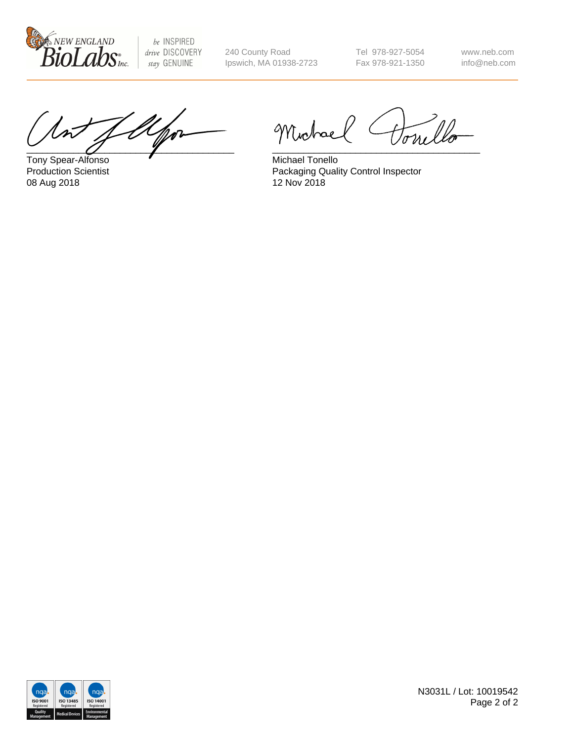Tony Spear-Alfonso
Production Scientist
08 Aug 2018

Michael Tonello
Packaging Quality Control Inspector
12 Nov 2018